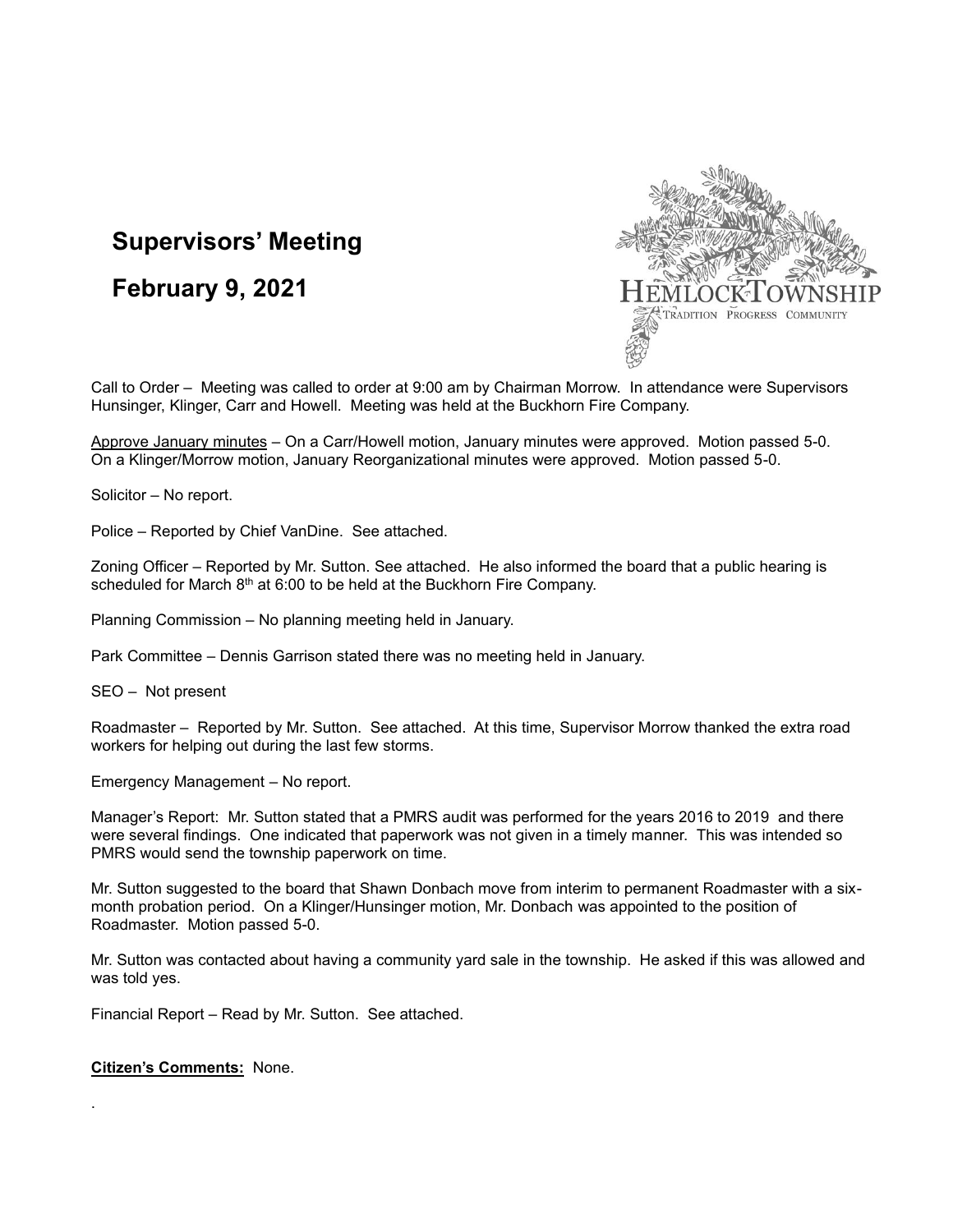# Supervisors' Meeting

# February 9, 2021

HEMLOCK TOWNSHIP
TRADITION PROGRESS COMMUNITY

Call to Order – Meeting was called to order at 9:00 am by Chairman Morrow. In attendance were Supervisors Hunsinger, Klinger, Carr and Howell. Meeting was held at the Buckhorn Fire Company.

Approve January minutes – On a Carr/Howell motion, January minutes were approved. Motion passed 5-0. On a Klinger/Morrow motion, January Reorganizational minutes were approved. Motion passed 5-0.

Solicitor – No report.

Police – Reported by Chief VanDine. See attached.

Zoning Officer – Reported by Mr. Sutton. See attached. He also informed the board that a public hearing is scheduled for March 8th at 6:00 to be held at the Buckhorn Fire Company.

Planning Commission – No planning meeting held in January.

Park Committee – Dennis Garrison stated there was no meeting held in January.

SEO – Not present

Roadmaster – Reported by Mr. Sutton. See attached. At this time, Supervisor Morrow thanked the extra road workers for helping out during the last few storms.

Emergency Management – No report.

Manager's Report: Mr. Sutton stated that a PMRS audit was performed for the years 2016 to 2019 and there were several findings. One indicated that paperwork was not given in a timely manner. This was intended so PMRS would send the township paperwork on time.

Mr. Sutton suggested to the board that Shawn Donbach move from interim to permanent Roadmaster with a six-month probation period. On a Klinger/Hunsinger motion, Mr. Donbach was appointed to the position of Roadmaster. Motion passed 5-0.

Mr. Sutton was contacted about having a community yard sale in the township. He asked if this was allowed and was told yes.

Financial Report – Read by Mr. Sutton. See attached.

**Citizen's Comments:** None.

.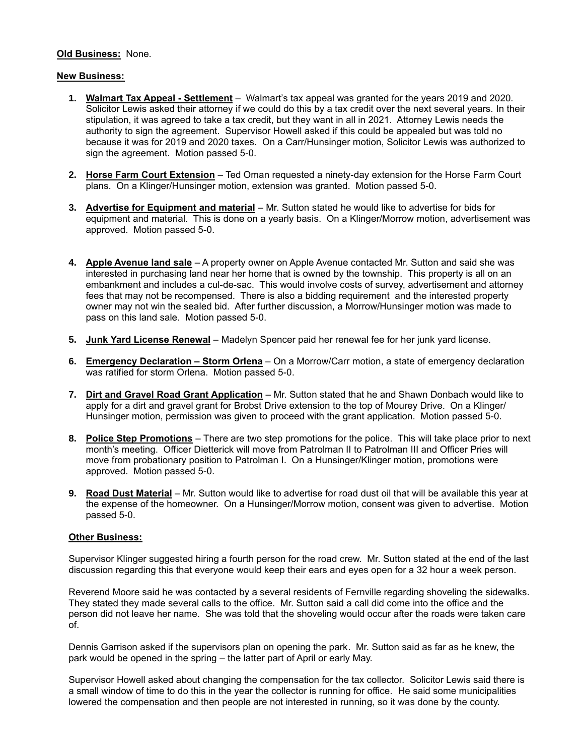**Old Business:** None.

**New Business:**

1. **Walmart Tax Appeal - Settlement** – Walmart's tax appeal was granted for the years 2019 and 2020. Solicitor Lewis asked their attorney if we could do this by a tax credit over the next several years. In their stipulation, it was agreed to take a tax credit, but they want in all in 2021. Attorney Lewis needs the authority to sign the agreement. Supervisor Howell asked if this could be appealed but was told no because it was for 2019 and 2020 taxes. On a Carr/Hunsinger motion, Solicitor Lewis was authorized to sign the agreement. Motion passed 5-0.

2. **Horse Farm Court Extension** – Ted Oman requested a ninety-day extension for the Horse Farm Court plans. On a Klinger/Hunsinger motion, extension was granted. Motion passed 5-0.

3. **Advertise for Equipment and material** – Mr. Sutton stated he would like to advertise for bids for equipment and material. This is done on a yearly basis. On a Klinger/Morrow motion, advertisement was approved. Motion passed 5-0.

4. **Apple Avenue land sale** – A property owner on Apple Avenue contacted Mr. Sutton and said she was interested in purchasing land near her home that is owned by the township. This property is all on an embankment and includes a cul-de-sac. This would involve costs of survey, advertisement and attorney fees that may not be recompensed. There is also a bidding requirement and the interested property owner may not win the sealed bid. After further discussion, a Morrow/Hunsinger motion was made to pass on this land sale. Motion passed 5-0.

5. **Junk Yard License Renewal** – Madelyn Spencer paid her renewal fee for her junk yard license.

6. **Emergency Declaration – Storm Orlena** – On a Morrow/Carr motion, a state of emergency declaration was ratified for storm Orlena. Motion passed 5-0.

7. **Dirt and Gravel Road Grant Application** – Mr. Sutton stated that he and Shawn Donbach would like to apply for a dirt and gravel grant for Brobst Drive extension to the top of Mourey Drive. On a Klinger/Hunsinger motion, permission was given to proceed with the grant application. Motion passed 5-0.

8. **Police Step Promotions** – There are two step promotions for the police. This will take place prior to next month's meeting. Officer Dietterick will move from Patrolman II to Patrolman III and Officer Pries will move from probationary position to Patrolman I. On a Hunsinger/Klinger motion, promotions were approved. Motion passed 5-0.

9. **Road Dust Material** – Mr. Sutton would like to advertise for road dust oil that will be available this year at the expense of the homeowner. On a Hunsinger/Morrow motion, consent was given to advertise. Motion passed 5-0.

**Other Business:**

Supervisor Klinger suggested hiring a fourth person for the road crew. Mr. Sutton stated at the end of the last discussion regarding this that everyone would keep their ears and eyes open for a 32 hour a week person.

Reverend Moore said he was contacted by a several residents of Fernville regarding shoveling the sidewalks. They stated they made several calls to the office. Mr. Sutton said a call did come into the office and the person did not leave her name. She was told that the shoveling would occur after the roads were taken care of.

Dennis Garrison asked if the supervisors plan on opening the park. Mr. Sutton said as far as he knew, the park would be opened in the spring – the latter part of April or early May.

Supervisor Howell asked about changing the compensation for the tax collector. Solicitor Lewis said there is a small window of time to do this in the year the collector is running for office. He said some municipalities lowered the compensation and then people are not interested in running, so it was done by the county.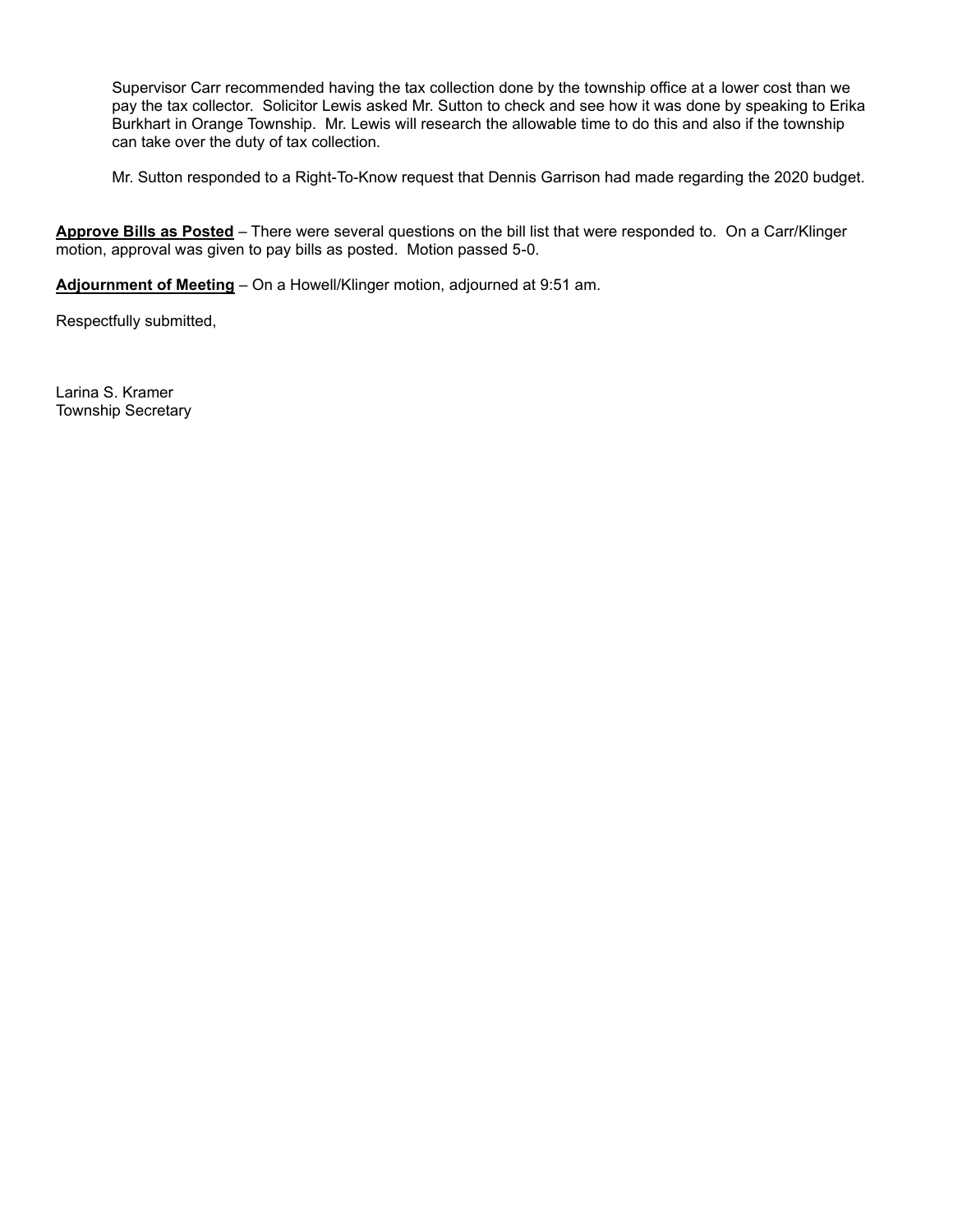Supervisor Carr recommended having the tax collection done by the township office at a lower cost than we pay the tax collector. Solicitor Lewis asked Mr. Sutton to check and see how it was done by speaking to Erika Burkhart in Orange Township. Mr. Lewis will research the allowable time to do this and also if the township can take over the duty of tax collection.

Mr. Sutton responded to a Right-To-Know request that Dennis Garrison had made regarding the 2020 budget.

**Approve Bills as Posted** – There were several questions on the bill list that were responded to. On a Carr/Klinger motion, approval was given to pay bills as posted. Motion passed 5-0.

**Adjournment of Meeting** – On a Howell/Klinger motion, adjourned at 9:51 am.

Respectfully submitted,

Larina S. Kramer
Township Secretary